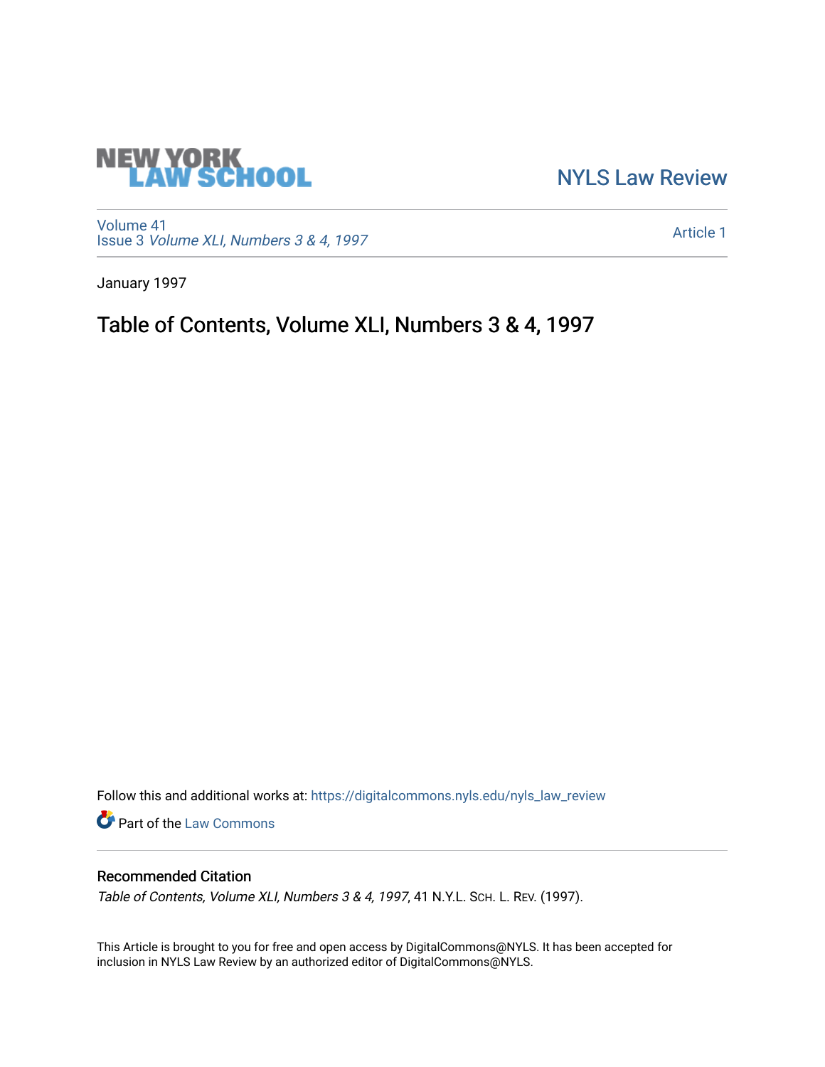NEW YORK LAW SCHOOL

NYLS Law Review

Volume 41
Issue 3 *Volume XLI, Numbers 3 & 4, 1997*

Article 1

January 1997

# Table of Contents, Volume XLI, Numbers 3 & 4, 1997

Follow this and additional works at: https://digitalcommons.nyls.edu/nyls_law_review

Part of the Law Commons

## Recommended Citation

*Table of Contents, Volume XLI, Numbers 3 & 4, 1997*, 41 N.Y.L. SCH. L. REV. (1997).

This Article is brought to you for free and open access by DigitalCommons@NYLS. It has been accepted for inclusion in NYLS Law Review by an authorized editor of DigitalCommons@NYLS.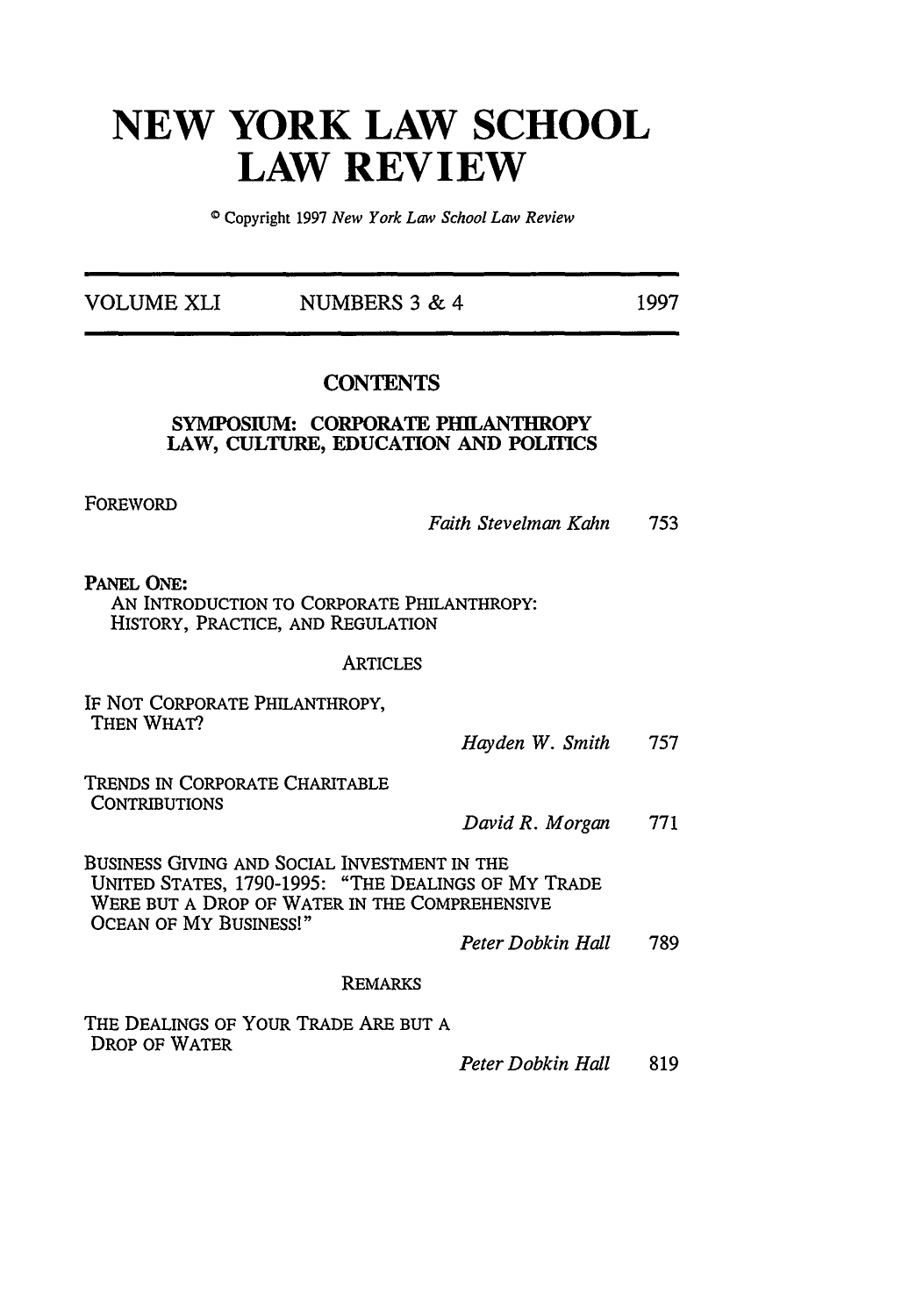# NEW YORK LAW SCHOOL LAW REVIEW

© Copyright 1997 *New York Law School Law Review*

| VOLUME XLI | NUMBERS 3 & 4 | 1997 |
|---|---|---|

## CONTENTS

### SYMPOSIUM: CORPORATE PHILANTHROPY LAW, CULTURE, EDUCATION AND POLITICS

FOREWORD
*Faith Stevelman Kahn* 753

PANEL ONE:
AN INTRODUCTION TO CORPORATE PHILANTHROPY: HISTORY, PRACTICE, AND REGULATION

ARTICLES

IF NOT CORPORATE PHILANTHROPY, THEN WHAT?
*Hayden W. Smith* 757

TRENDS IN CORPORATE CHARITABLE CONTRIBUTIONS
*David R. Morgan* 771

BUSINESS GIVING AND SOCIAL INVESTMENT IN THE UNITED STATES, 1790-1995: "THE DEALINGS OF MY TRADE WERE BUT A DROP OF WATER IN THE COMPREHENSIVE OCEAN OF MY BUSINESS!"
*Peter Dobkin Hall* 789

REMARKS

THE DEALINGS OF YOUR TRADE ARE BUT A DROP OF WATER
*Peter Dobkin Hall* 819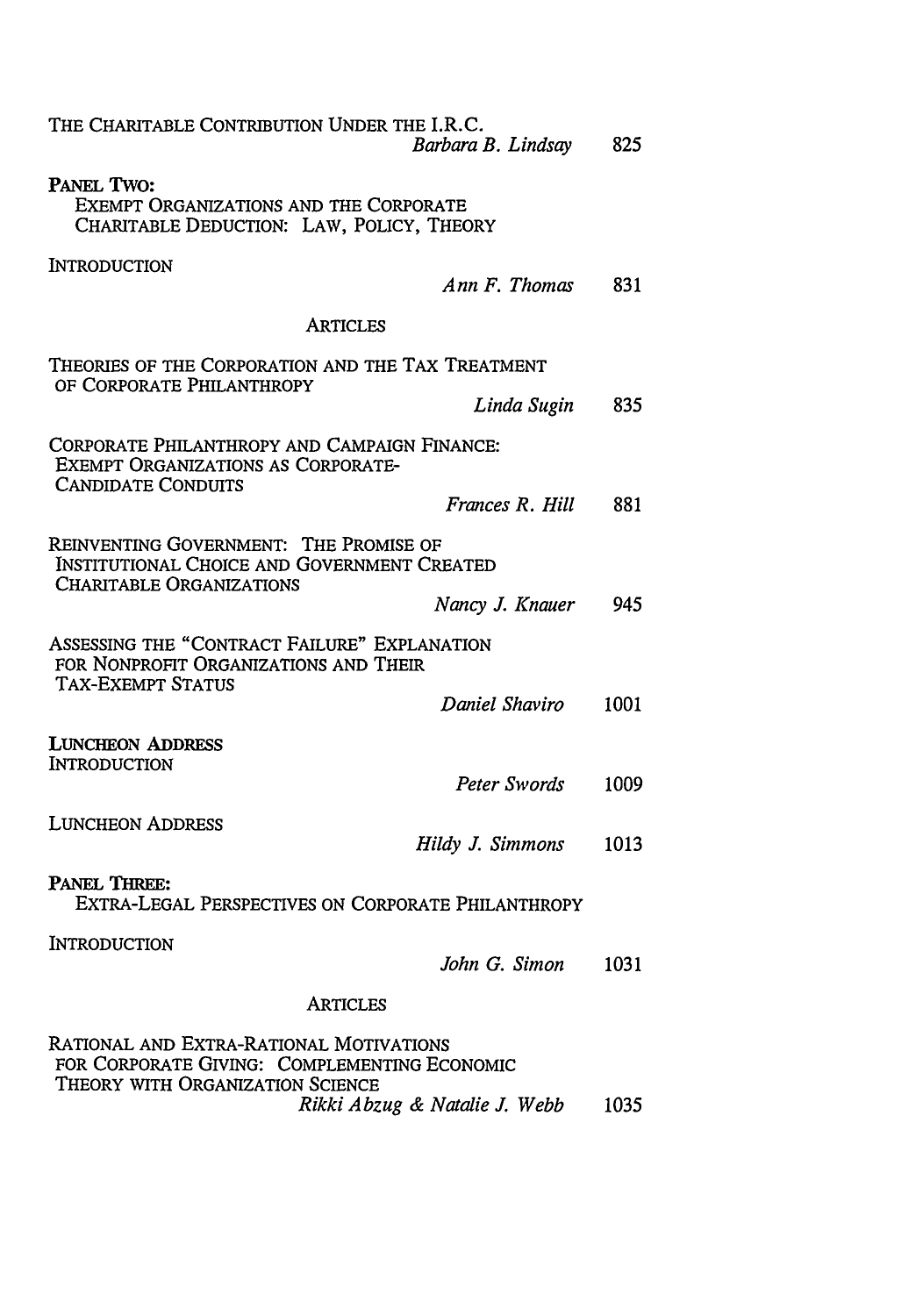THE CHARITABLE CONTRIBUTION UNDER THE I.R.C.
*Barbara B. Lindsay* 825

**PANEL TWO:**
EXEMPT ORGANIZATIONS AND THE CORPORATE CHARITABLE DEDUCTION: LAW, POLICY, THEORY

INTRODUCTION
*Ann F. Thomas* 831

ARTICLES

THEORIES OF THE CORPORATION AND THE TAX TREATMENT OF CORPORATE PHILANTHROPY
*Linda Sugin* 835

CORPORATE PHILANTHROPY AND CAMPAIGN FINANCE: EXEMPT ORGANIZATIONS AS CORPORATE-CANDIDATE CONDUITS
*Frances R. Hill* 881

REINVENTING GOVERNMENT: THE PROMISE OF INSTITUTIONAL CHOICE AND GOVERNMENT CREATED CHARITABLE ORGANIZATIONS
*Nancy J. Knauer* 945

ASSESSING THE "CONTRACT FAILURE" EXPLANATION FOR NONPROFIT ORGANIZATIONS AND THEIR TAX-EXEMPT STATUS
*Daniel Shaviro* 1001

**LUNCHEON ADDRESS**
INTRODUCTION
*Peter Swords* 1009

LUNCHEON ADDRESS
*Hildy J. Simmons* 1013

**PANEL THREE:**
EXTRA-LEGAL PERSPECTIVES ON CORPORATE PHILANTHROPY

INTRODUCTION
*John G. Simon* 1031

ARTICLES

RATIONAL AND EXTRA-RATIONAL MOTIVATIONS FOR CORPORATE GIVING: COMPLEMENTING ECONOMIC THEORY WITH ORGANIZATION SCIENCE
*Rikki Abzug & Natalie J. Webb* 1035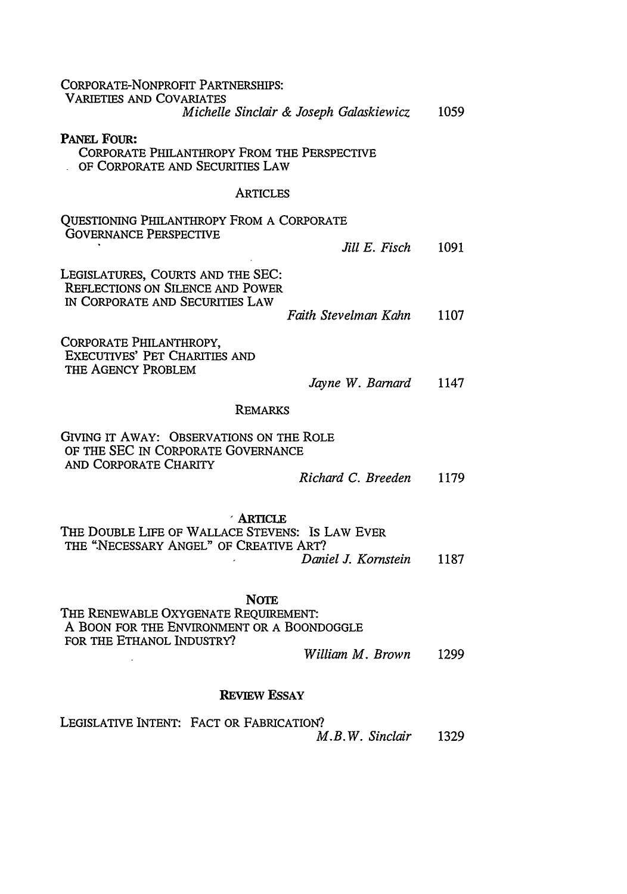Corporate-Nonprofit Partnerships: Varieties and Covariates
*Michelle Sinclair & Joseph Galaskiewicz* 1059

**Panel Four:**
Corporate Philanthropy From the Perspective of Corporate and Securities Law

## Articles

Questioning Philanthropy From a Corporate Governance Perspective
*Jill E. Fisch* 1091

Legislatures, Courts and the SEC: Reflections on Silence and Power in Corporate and Securities Law
*Faith Stevelman Kahn* 1107

Corporate Philanthropy, Executives' Pet Charities and the Agency Problem
*Jayne W. Barnard* 1147

## Remarks

Giving it Away: Observations on the Role of the SEC in Corporate Governance and Corporate Charity
*Richard C. Breeden* 1179

## Article

The Double Life of Wallace Stevens: Is Law Ever the "Necessary Angel" of Creative Art?
*Daniel J. Kornstein* 1187

## Note

The Renewable Oxygenate Requirement: A Boon for the Environment or a Boondoggle for the Ethanol Industry?
*William M. Brown* 1299

## Review Essay

Legislative Intent: Fact or Fabrication?
*M.B.W. Sinclair* 1329